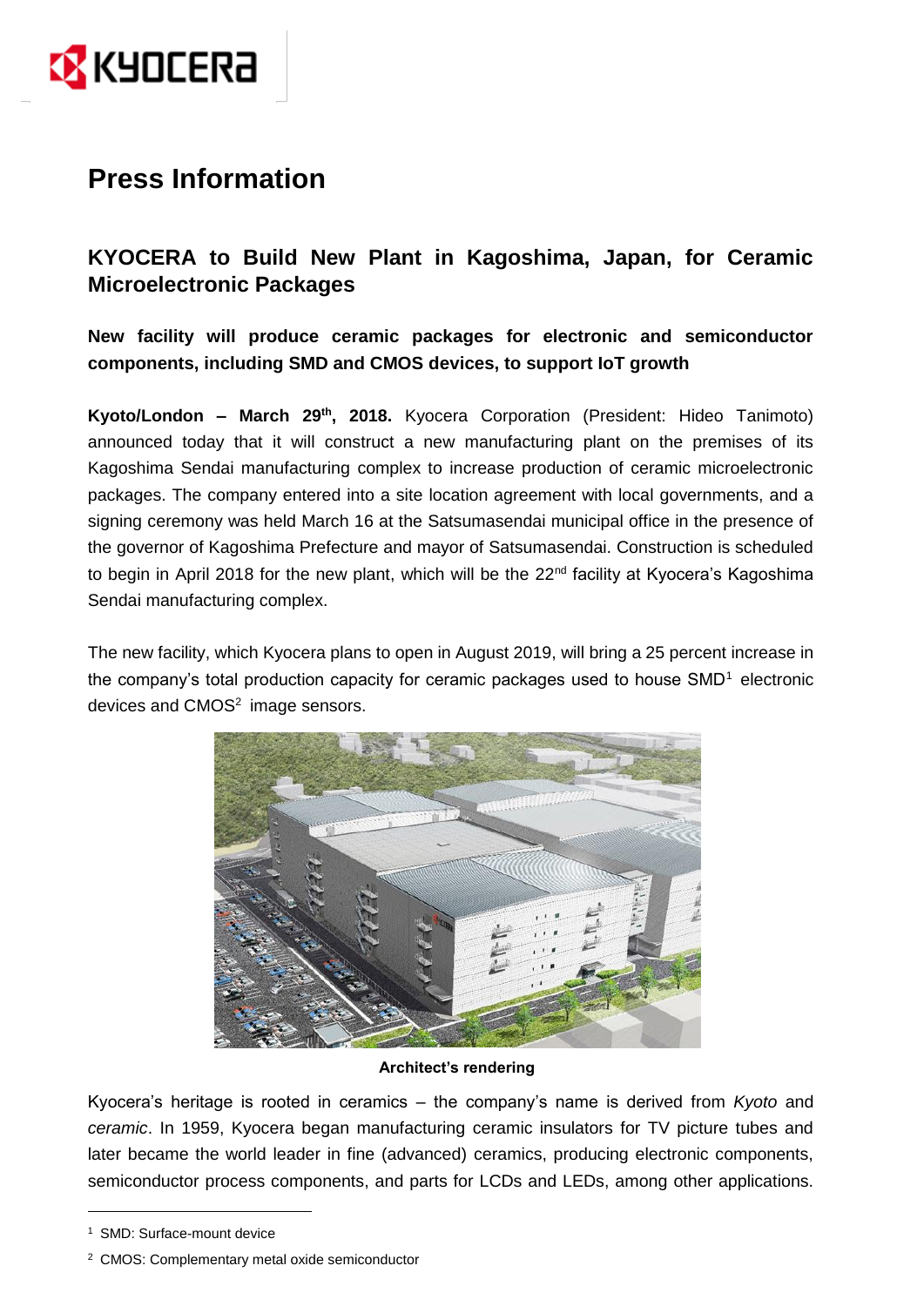# Press Information

## KYOCERA to Build New Plant in Kagoshima, Japan, for Ceramic Microelectronic Packages

**New facility will produce ceramic packages for electronic and semiconductor components, including SMD and CMOS devices, to support IoT growth**

**Kyoto/London – March 29th, 2018.** Kyocera Corporation (President: Hideo Tanimoto) announced today that it will construct a new manufacturing plant on the premises of its Kagoshima Sendai manufacturing complex to increase production of ceramic microelectronic packages. The company entered into a site location agreement with local governments, and a signing ceremony was held March 16 at the Satsumasendai municipal office in the presence of the governor of Kagoshima Prefecture and mayor of Satsumasendai. Construction is scheduled to begin in April 2018 for the new plant, which will be the 22nd facility at Kyocera's Kagoshima Sendai manufacturing complex.

The new facility, which Kyocera plans to open in August 2019, will bring a 25 percent increase in the company's total production capacity for ceramic packages used to house SMD[1] electronic devices and CMOS[2] image sensors.

**Architect's rendering**

Kyocera's heritage is rooted in ceramics – the company's name is derived from *Kyoto* and *ceramic*. In 1959, Kyocera began manufacturing ceramic insulators for TV picture tubes and later became the world leader in fine (advanced) ceramics, producing electronic components, semiconductor process components, and parts for LCDs and LEDs, among other applications.

---

[1] SMD: Surface-mount device

[2] CMOS: Complementary metal oxide semiconductor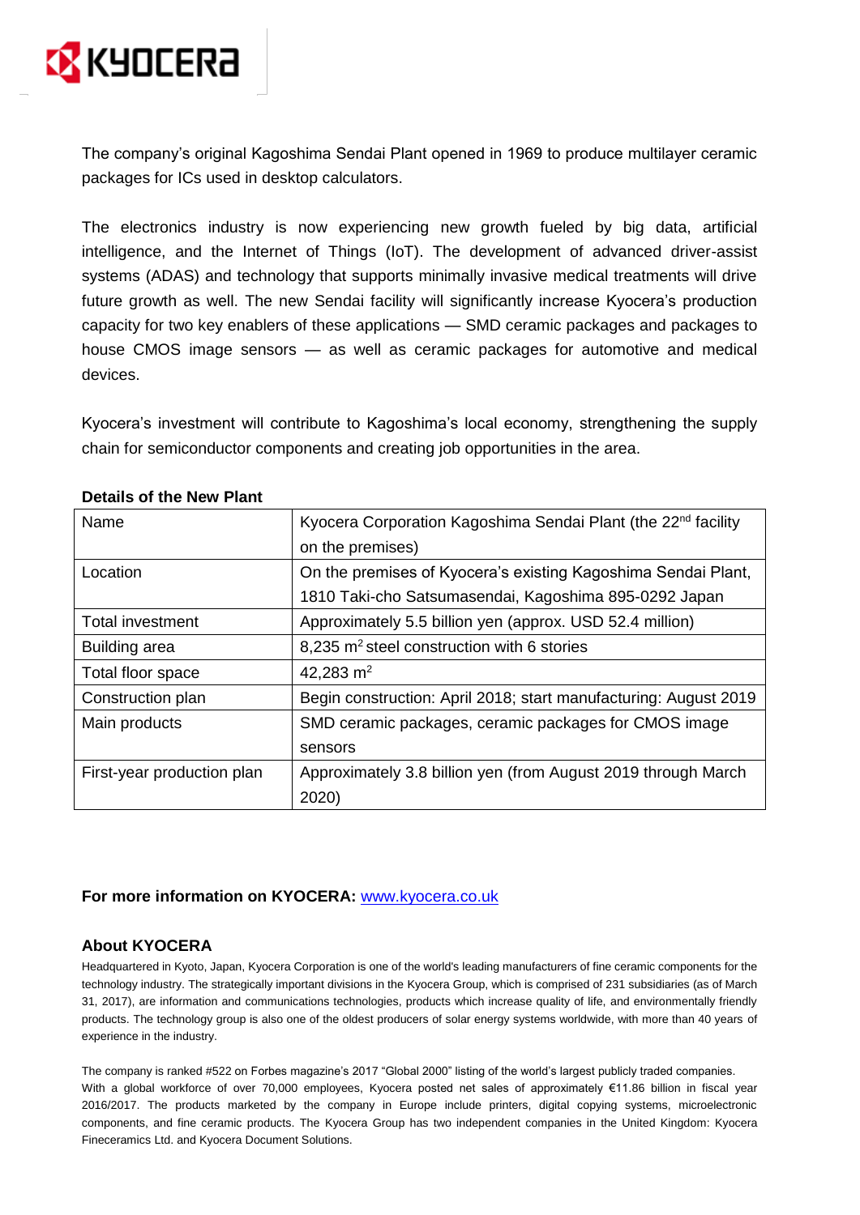The company's original Kagoshima Sendai Plant opened in 1969 to produce multilayer ceramic packages for ICs used in desktop calculators.

The electronics industry is now experiencing new growth fueled by big data, artificial intelligence, and the Internet of Things (IoT). The development of advanced driver-assist systems (ADAS) and technology that supports minimally invasive medical treatments will drive future growth as well. The new Sendai facility will significantly increase Kyocera's production capacity for two key enablers of these applications — SMD ceramic packages and packages to house CMOS image sensors — as well as ceramic packages for automotive and medical devices.

Kyocera's investment will contribute to Kagoshima's local economy, strengthening the supply chain for semiconductor components and creating job opportunities in the area.

**Details of the New Plant**

| | |
|---|---|
| Name | Kyocera Corporation Kagoshima Sendai Plant (the 22nd facility on the premises) |
| Location | On the premises of Kyocera's existing Kagoshima Sendai Plant, 1810 Taki-cho Satsumasendai, Kagoshima 895-0292 Japan |
| Total investment | Approximately 5.5 billion yen (approx. USD 52.4 million) |
| Building area | 8,235 $m^2$ steel construction with 6 stories |
| Total floor space | 42,283 $m^2$ |
| Construction plan | Begin construction: April 2018; start manufacturing: August 2019 |
| Main products | SMD ceramic packages, ceramic packages for CMOS image sensors |
| First-year production plan | Approximately 3.8 billion yen (from August 2019 through March 2020) |

**For more information on KYOCERA:** [www.kyocera.co.uk](http://www.kyocera.co.uk)

**About KYOCERA**

Headquartered in Kyoto, Japan, Kyocera Corporation is one of the world's leading manufacturers of fine ceramic components for the technology industry. The strategically important divisions in the Kyocera Group, which is comprised of 231 subsidiaries (as of March 31, 2017), are information and communications technologies, products which increase quality of life, and environmentally friendly products. The technology group is also one of the oldest producers of solar energy systems worldwide, with more than 40 years of experience in the industry.

The company is ranked #522 on Forbes magazine's 2017 "Global 2000" listing of the world's largest publicly traded companies. With a global workforce of over 70,000 employees, Kyocera posted net sales of approximately €11.86 billion in fiscal year 2016/2017. The products marketed by the company in Europe include printers, digital copying systems, microelectronic components, and fine ceramic products. The Kyocera Group has two independent companies in the United Kingdom: Kyocera Fineceramics Ltd. and Kyocera Document Solutions.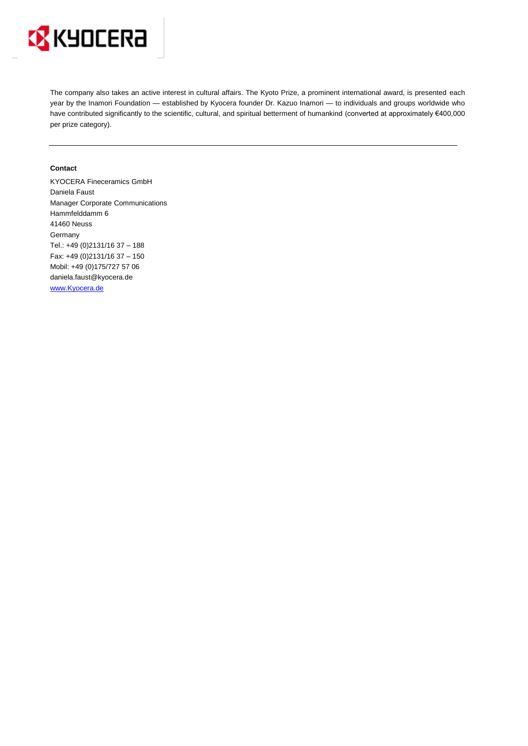The company also takes an active interest in cultural affairs. The Kyoto Prize, a prominent international award, is presented each year by the Inamori Foundation — established by Kyocera founder Dr. Kazuo Inamori — to individuals and groups worldwide who have contributed significantly to the scientific, cultural, and spiritual betterment of humankind (converted at approximately €400,000 per prize category).

---

**Contact**

KYOCERA Fineceramics GmbH
Daniela Faust
Manager Corporate Communications
Hammfelddamm 6
41460 Neuss
Germany
Tel.: +49 (0)2131/16 37 – 188
Fax: +49 (0)2131/16 37 – 150
Mobil: +49 (0)175/727 57 06
daniela.faust@kyocera.de
[www.Kyocera.de](http://www.Kyocera.de)